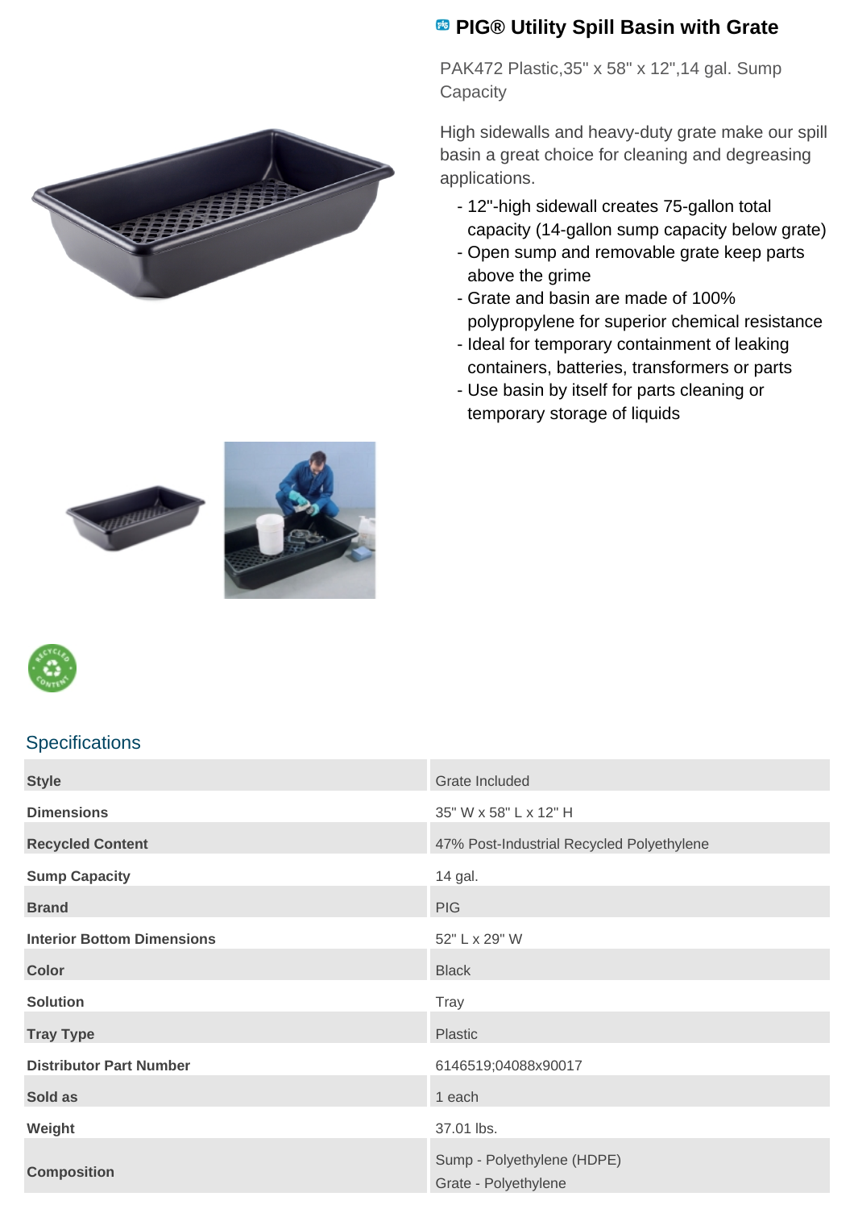# PIG® Utility Spill Basin with Grate

PAK472 Plastic,35" x 58" x 12",14 gal. Sump Capacity

High sidewalls and heavy-duty grate make our spill basin a great choice for cleaning and degreasing applications.

- 12"-high sidewall creates 75-gallon total capacity (14-gallon sump capacity below grate)
- Open sump and removable grate keep parts above the grime
- Grate and basin are made of 100% polypropylene for superior chemical resistance
- Ideal for temporary containment of leaking containers, batteries, transformers or parts
- Use basin by itself for parts cleaning or temporary storage of liquids

## Specifications

| | |
|---|---|
| **Style** | Grate Included |
| **Dimensions** | 35" W x 58" L x 12" H |
| **Recycled Content** | 47% Post-Industrial Recycled Polyethylene |
| **Sump Capacity** | 14 gal. |
| **Brand** | PIG |
| **Interior Bottom Dimensions** | 52" L x 29" W |
| **Color** | Black |
| **Solution** | Tray |
| **Tray Type** | Plastic |
| **Distributor Part Number** | 6146519;04088x90017 |
| **Sold as** | 1 each |
| **Weight** | 37.01 lbs. |
| **Composition** | Sump - Polyethylene (HDPE)<br>Grate - Polyethylene |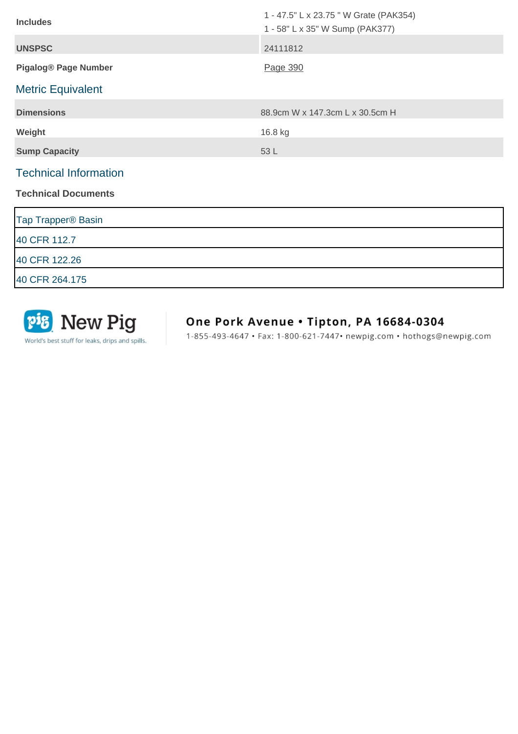| | |
|---|---|
| **Includes** | 1 - 47.5" L x 23.75 " W Grate (PAK354)<br>1 - 58" L x 35" W Sump (PAK377) |
| **UNSPSC** | 24111812 |
| **Pigalog® Page Number** | Page 390 |

## Metric Equivalent

| | |
|---|---|
| **Dimensions** | 88.9cm W x 147.3cm L x 30.5cm H |
| **Weight** | 16.8 kg |
| **Sump Capacity** | 53 L |

## Technical Information

### Technical Documents

| |
|---|
| Tap Trapper® Basin |
| 40 CFR 112.7 |
| 40 CFR 122.26 |
| 40 CFR 264.175 |

New Pig

World's best stuff for leaks, drips and spills.

**One Pork Avenue • Tipton, PA 16684-0304**

1-855-493-4647 • Fax: 1-800-621-7447• newpig.com • hothogs@newpig.com